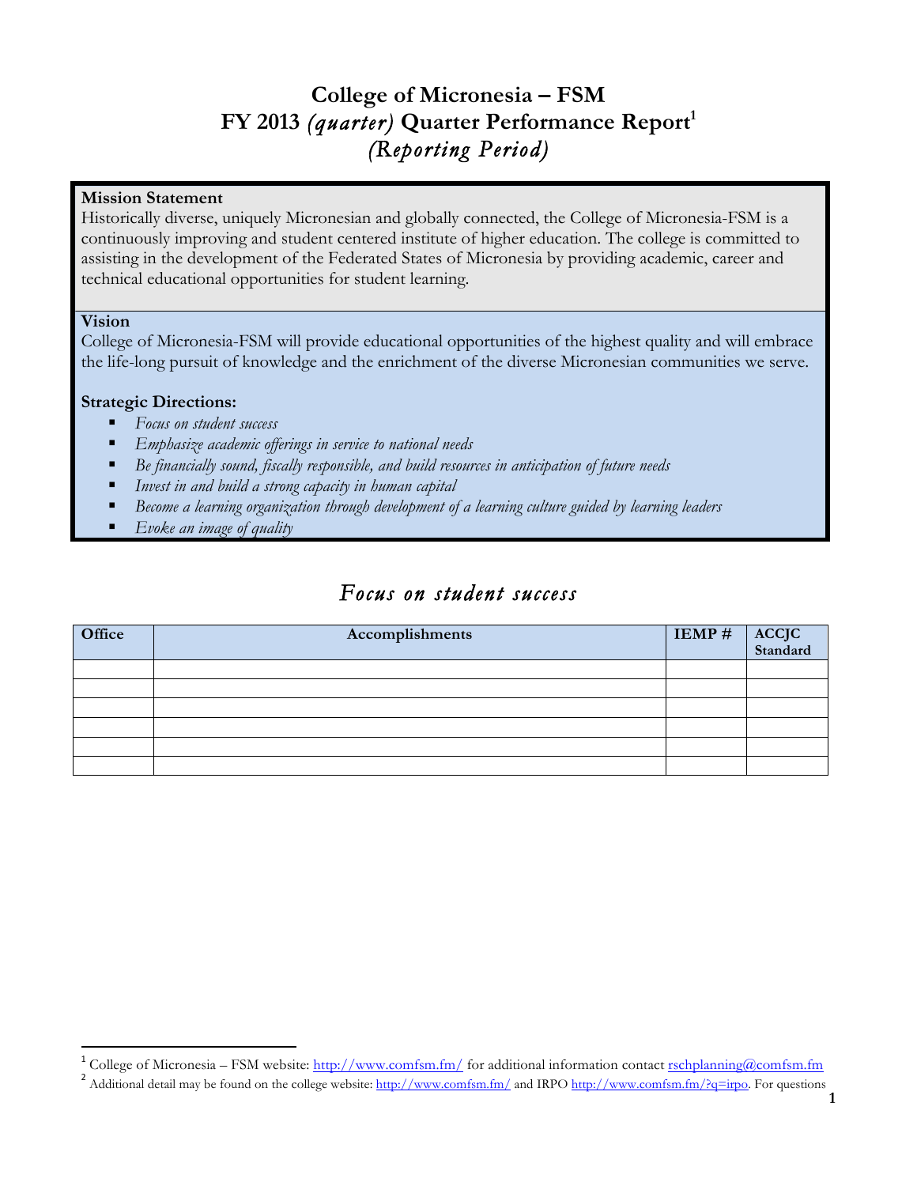# College of Micronesia – FSM
## FY 2013 *(quarter)* Quarter Performance Report[1]
## *(Reporting Period)*

**Mission Statement**
Historically diverse, uniquely Micronesian and globally connected, the College of Micronesia-FSM is a continuously improving and student centered institute of higher education. The college is committed to assisting in the development of the Federated States of Micronesia by providing academic, career and technical educational opportunities for student learning.

**Vision**
College of Micronesia-FSM will provide educational opportunities of the highest quality and will embrace the life-long pursuit of knowledge and the enrichment of the diverse Micronesian communities we serve.

**Strategic Directions:**

- *Focus on student success*
- *Emphasize academic offerings in service to national needs*
- *Be financially sound, fiscally responsible, and build resources in anticipation of future needs*
- *Invest in and build a strong capacity in human capital*
- *Become a learning organization through development of a learning culture guided by learning leaders*
- *Evoke an image of quality*

## *Focus on student success*

| Office | Accomplishments | IEMP # | ACCJC Standard |
|---|---|---|---|
| | | | |
| | | | |
| | | | |
| | | | |
| | | | |
| | | | |

[1] College of Micronesia – FSM website: http://www.comfsm.fm/ for additional information contact rschplanning@comfsm.fm

[2] Additional detail may be found on the college website: http://www.comfsm.fm/ and IRPO http://www.comfsm.fm/?q=irpo. For questions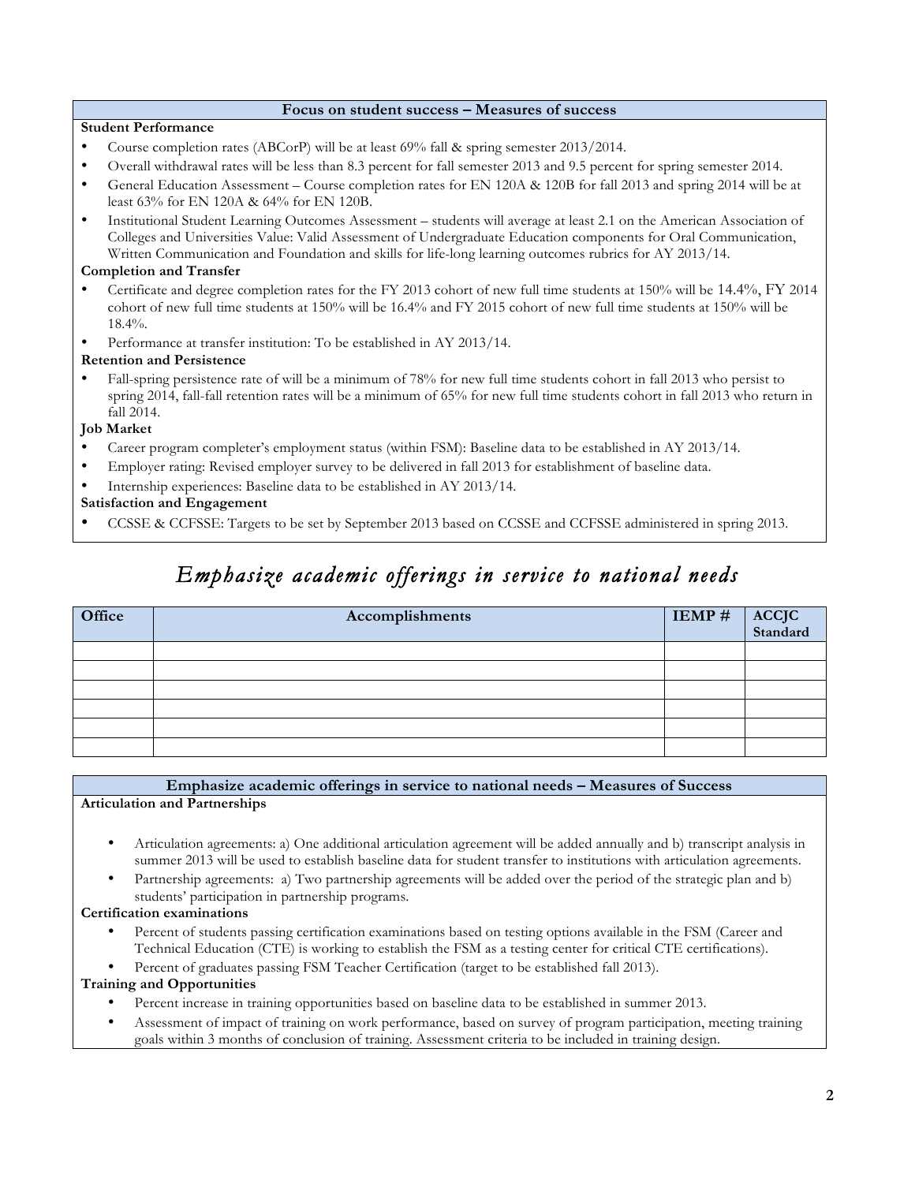### Focus on student success – Measures of success

**Student Performance**

- Course completion rates (ABCorP) will be at least 69% fall & spring semester 2013/2014.
- Overall withdrawal rates will be less than 8.3 percent for fall semester 2013 and 9.5 percent for spring semester 2014.
- General Education Assessment – Course completion rates for EN 120A & 120B for fall 2013 and spring 2014 will be at least 63% for EN 120A & 64% for EN 120B.
- Institutional Student Learning Outcomes Assessment – students will average at least 2.1 on the American Association of Colleges and Universities Value: Valid Assessment of Undergraduate Education components for Oral Communication, Written Communication and Foundation and skills for life-long learning outcomes rubrics for AY 2013/14.

**Completion and Transfer**

- Certificate and degree completion rates for the FY 2013 cohort of new full time students at 150% will be 14.4%, FY 2014 cohort of new full time students at 150% will be 16.4% and FY 2015 cohort of new full time students at 150% will be 18.4%.
- Performance at transfer institution: To be established in AY 2013/14.

**Retention and Persistence**

- Fall-spring persistence rate of will be a minimum of 78% for new full time students cohort in fall 2013 who persist to spring 2014, fall-fall retention rates will be a minimum of 65% for new full time students cohort in fall 2013 who return in fall 2014.

**Job Market**

- Career program completer's employment status (within FSM): Baseline data to be established in AY 2013/14.
- Employer rating: Revised employer survey to be delivered in fall 2013 for establishment of baseline data.
- Internship experiences: Baseline data to be established in AY 2013/14.

**Satisfaction and Engagement**

- CCSSE & CCFSSE: Targets to be set by September 2013 based on CCSSE and CCFSSE administered in spring 2013.

# *Emphasize academic offerings in service to national needs*

| Office | Accomplishments | IEMP # | ACCJC Standard |
|---|---|---|---|
| | | | |
| | | | |
| | | | |
| | | | |
| | | | |
| | | | |

### Emphasize academic offerings in service to national needs – Measures of Success

**Articulation and Partnerships**

- Articulation agreements: a) One additional articulation agreement will be added annually and b) transcript analysis in summer 2013 will be used to establish baseline data for student transfer to institutions with articulation agreements.
- Partnership agreements: a) Two partnership agreements will be added over the period of the strategic plan and b) students' participation in partnership programs.

**Certification examinations**

- Percent of students passing certification examinations based on testing options available in the FSM (Career and Technical Education (CTE) is working to establish the FSM as a testing center for critical CTE certifications).
- Percent of graduates passing FSM Teacher Certification (target to be established fall 2013).

**Training and Opportunities**

- Percent increase in training opportunities based on baseline data to be established in summer 2013.
- Assessment of impact of training on work performance, based on survey of program participation, meeting training goals within 3 months of conclusion of training. Assessment criteria to be included in training design.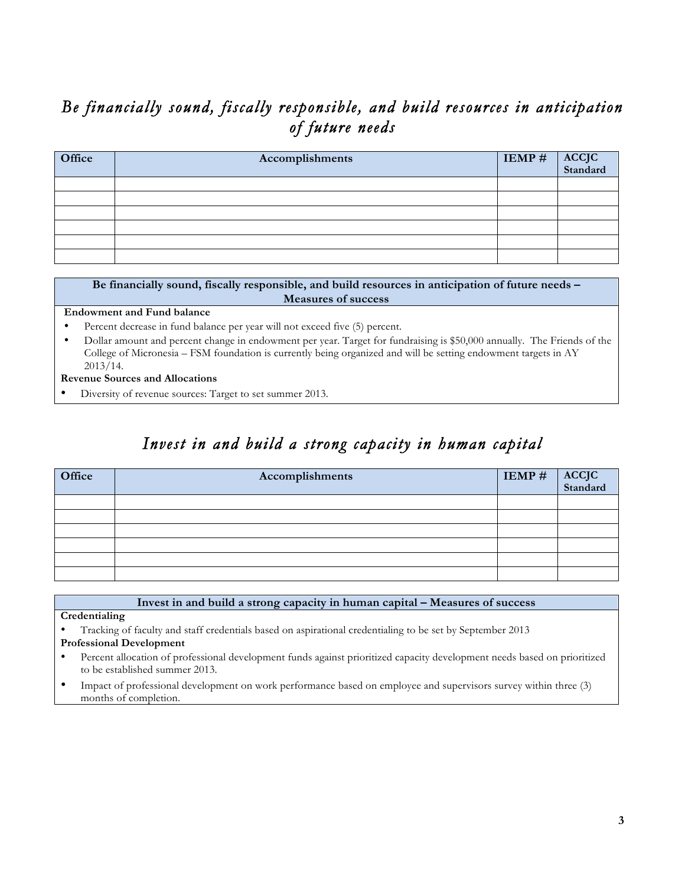# *Be financially sound, fiscally responsible, and build resources in anticipation of future needs*

| Office | Accomplishments | IEMP # | ACCJC Standard |
|---|---|---|---|
| | | | |
| | | | |
| | | | |
| | | | |
| | | | |
| | | | |

**Be financially sound, fiscally responsible, and build resources in anticipation of future needs – Measures of success**

**Endowment and Fund balance**

- Percent decrease in fund balance per year will not exceed five (5) percent.
- Dollar amount and percent change in endowment per year. Target for fundraising is $50,000 annually. The Friends of the College of Micronesia – FSM foundation is currently being organized and will be setting endowment targets in AY 2013/14.

**Revenue Sources and Allocations**

- Diversity of revenue sources: Target to set summer 2013.

# *Invest in and build a strong capacity in human capital*

| Office | Accomplishments | IEMP # | ACCJC Standard |
|---|---|---|---|
| | | | |
| | | | |
| | | | |
| | | | |
| | | | |
| | | | |

**Invest in and build a strong capacity in human capital – Measures of success**

**Credentialing**

- Tracking of faculty and staff credentials based on aspirational credentialing to be set by September 2013

**Professional Development**

- Percent allocation of professional development funds against prioritized capacity development needs based on prioritized to be established summer 2013.
- Impact of professional development on work performance based on employee and supervisors survey within three (3) months of completion.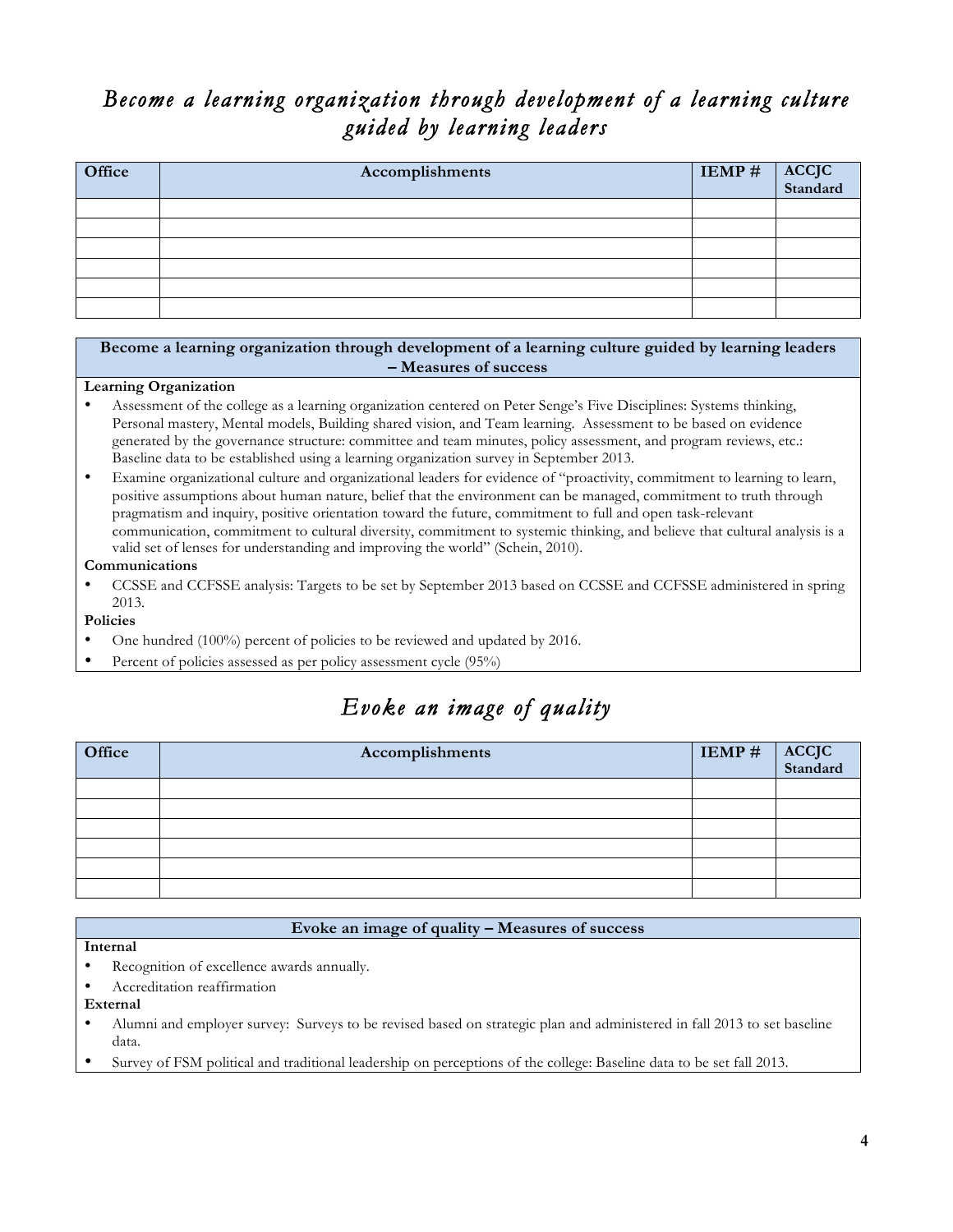## *Become a learning organization through development of a learning culture guided by learning leaders*

| Office | Accomplishments | IEMP # | ACCJC Standard |
|---|---|---|---|
| | | | |
| | | | |
| | | | |
| | | | |
| | | | |
| | | | |

**Become a learning organization through development of a learning culture guided by learning leaders – Measures of success**

**Learning Organization**

- Assessment of the college as a learning organization centered on Peter Senge's Five Disciplines: Systems thinking, Personal mastery, Mental models, Building shared vision, and Team learning. Assessment to be based on evidence generated by the governance structure: committee and team minutes, policy assessment, and program reviews, etc.: Baseline data to be established using a learning organization survey in September 2013.
- Examine organizational culture and organizational leaders for evidence of "proactivity, commitment to learning to learn, positive assumptions about human nature, belief that the environment can be managed, commitment to truth through pragmatism and inquiry, positive orientation toward the future, commitment to full and open task-relevant communication, commitment to cultural diversity, commitment to systemic thinking, and believe that cultural analysis is a valid set of lenses for understanding and improving the world" (Schein, 2010).

**Communications**

- CCSSE and CCFSSE analysis: Targets to be set by September 2013 based on CCSSE and CCFSSE administered in spring 2013.

**Policies**

- One hundred (100%) percent of policies to be reviewed and updated by 2016.
- Percent of policies assessed as per policy assessment cycle (95%)

## *Evoke an image of quality*

| Office | Accomplishments | IEMP # | ACCJC Standard |
|---|---|---|---|
| | | | |
| | | | |
| | | | |
| | | | |
| | | | |
| | | | |

**Evoke an image of quality – Measures of success**

**Internal**

- Recognition of excellence awards annually.
- Accreditation reaffirmation

**External**

- Alumni and employer survey: Surveys to be revised based on strategic plan and administered in fall 2013 to set baseline data.
- Survey of FSM political and traditional leadership on perceptions of the college: Baseline data to be set fall 2013.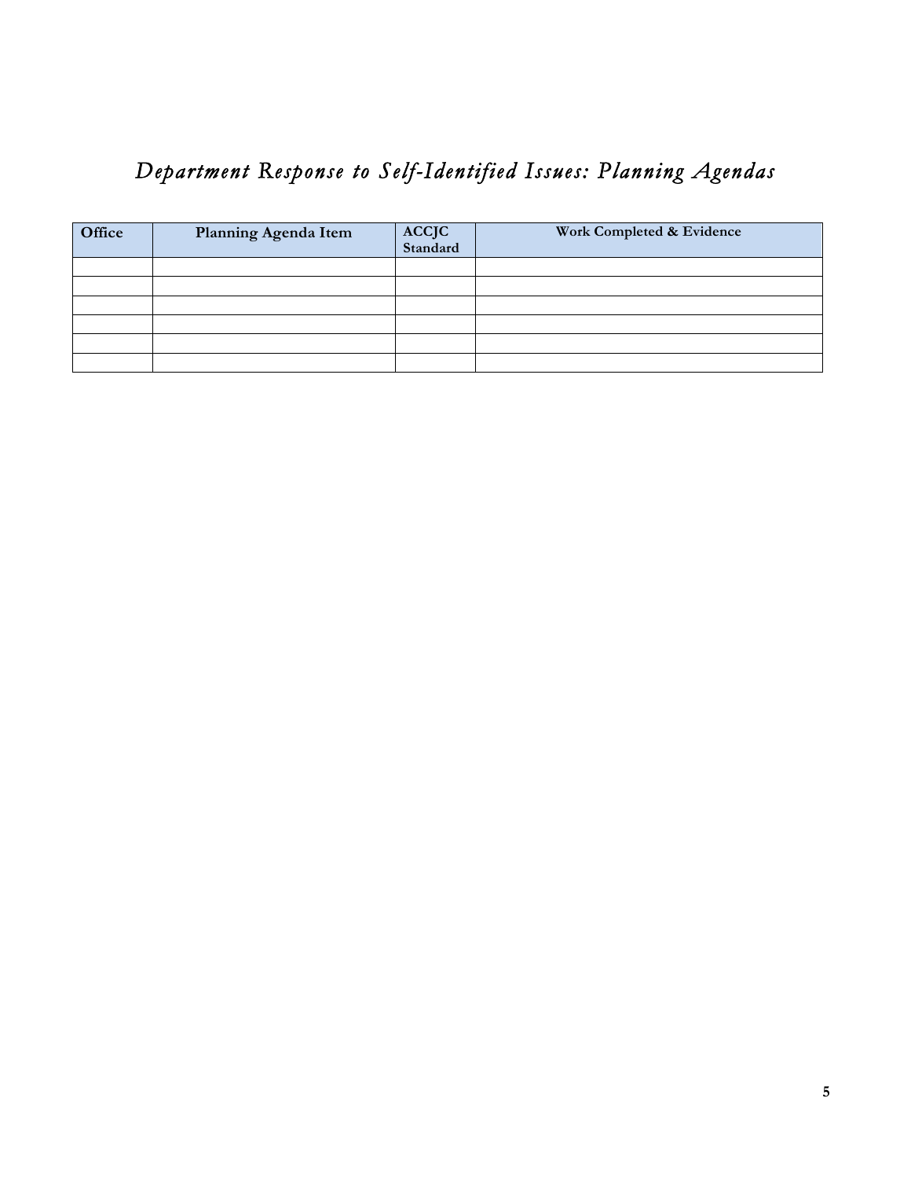# *Department Response to Self-Identified Issues: Planning Agendas*

| Office | Planning Agenda Item | ACCJC Standard | Work Completed & Evidence |
|---|---|---|---|
| | | | |
| | | | |
| | | | |
| | | | |
| | | | |
| | | | |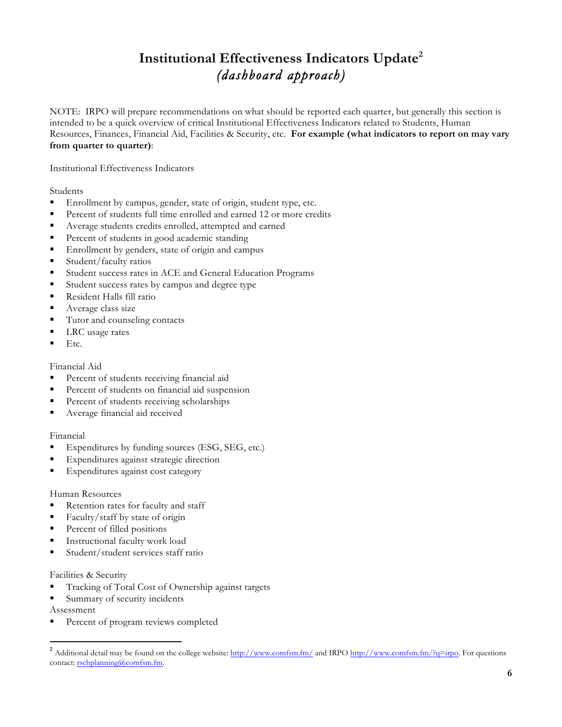# Institutional Effectiveness Indicators Update[2]
## *(dashboard approach)*

NOTE: IRPO will prepare recommendations on what should be reported each quarter, but generally this section is intended to be a quick overview of critical Institutional Effectiveness Indicators related to Students, Human Resources, Finances, Financial Aid, Facilities & Security, etc. **For example (what indicators to report on may vary from quarter to quarter)**:

Institutional Effectiveness Indicators

Students

- Enrollment by campus, gender, state of origin, student type, etc.
- Percent of students full time enrolled and earned 12 or more credits
- Average students credits enrolled, attempted and earned
- Percent of students in good academic standing
- Enrollment by genders, state of origin and campus
- Student/faculty ratios
- Student success rates in ACE and General Education Programs
- Student success rates by campus and degree type
- Resident Halls fill ratio
- Average class size
- Tutor and counseling contacts
- LRC usage rates
- Etc.

Financial Aid

- Percent of students receiving financial aid
- Percent of students on financial aid suspension
- Percent of students receiving scholarships
- Average financial aid received

Financial

- Expenditures by funding sources (ESG, SEG, etc.)
- Expenditures against strategic direction
- Expenditures against cost category

Human Resources

- Retention rates for faculty and staff
- Faculty/staff by state of origin
- Percent of filled positions
- Instructional faculty work load
- Student/student services staff ratio

Facilities & Security

- Tracking of Total Cost of Ownership against targets
- Summary of security incidents

Assessment

- Percent of program reviews completed

---

[2] Additional detail may be found on the college website: http://www.comfsm.fm/ and IRPO http://www.comfsm.fm/?q=irpo. For questions contact: rschplanning@comfsm.fm.